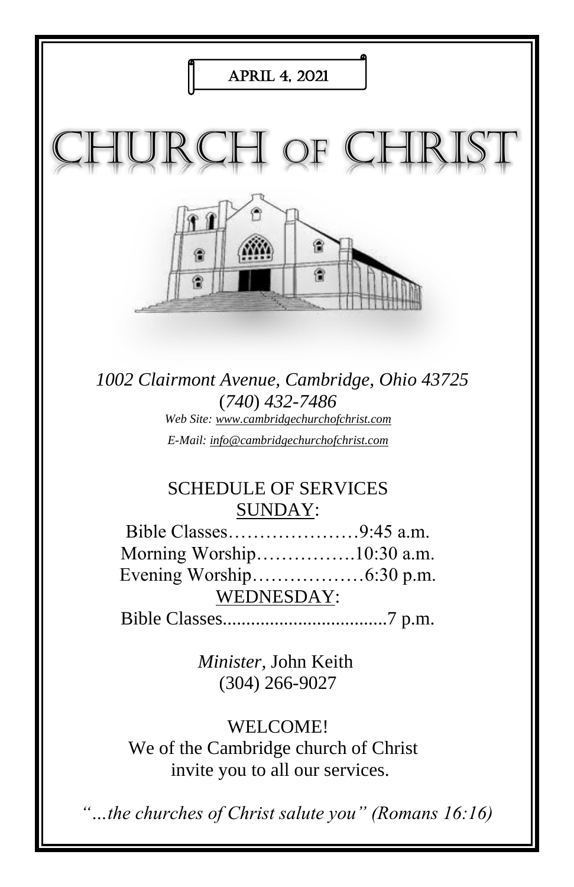APRIL 4, 2021

# CHURCH OF CHRIST

*1002 Clairmont Avenue, Cambridge, Ohio 43725*
*(740) 432-7486*
*Web Site: www.cambridgechurchofchrist.com*
*E-Mail: info@cambridgechurchofchrist.com*

## SCHEDULE OF SERVICES

SUNDAY:

Bible Classes…………………9:45 a.m.
Morning Worship…………….10:30 a.m.
Evening Worship………………6:30 p.m.

WEDNESDAY:

Bible Classes..................................7 p.m.

*Minister,* John Keith
(304) 266-9027

WELCOME!
We of the Cambridge church of Christ invite you to all our services.

*"…the churches of Christ salute you" (Romans 16:16)*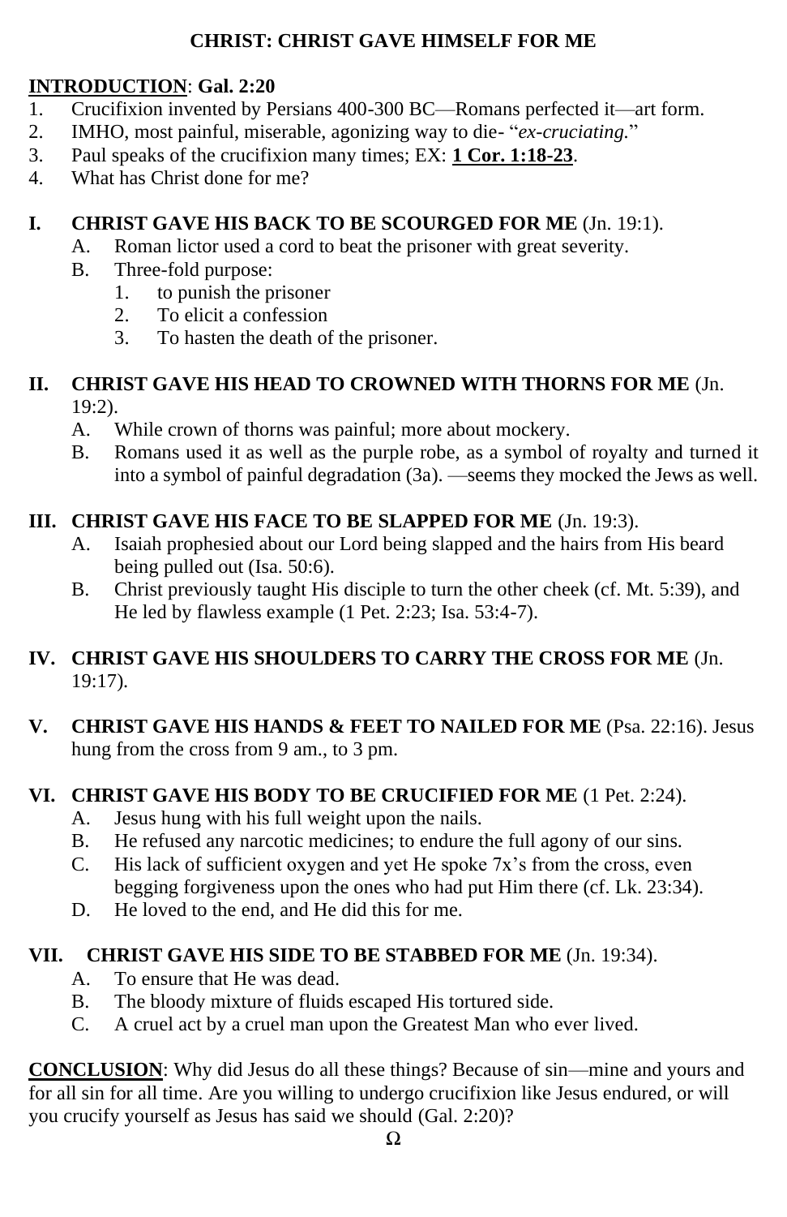# CHRIST: CHRIST GAVE HIMSELF FOR ME

**INTRODUCTION**: **Gal. 2:20**

1. Crucifixion invented by Persians 400-300 BC—Romans perfected it—art form.
2. IMHO, most painful, miserable, agonizing way to die- "*ex-cruciating.*"
3. Paul speaks of the crucifixion many times; EX: **1 Cor. 1:18-23**.
4. What has Christ done for me?

## I. CHRIST GAVE HIS BACK TO BE SCOURGED FOR ME (Jn. 19:1).

A. Roman lictor used a cord to beat the prisoner with great severity.
B. Three-fold purpose:
   1. to punish the prisoner
   2. To elicit a confession
   3. To hasten the death of the prisoner.

## II. CHRIST GAVE HIS HEAD TO CROWNED WITH THORNS FOR ME (Jn. 19:2).

A. While crown of thorns was painful; more about mockery.
B. Romans used it as well as the purple robe, as a symbol of royalty and turned it into a symbol of painful degradation (3a). —seems they mocked the Jews as well.

## III. CHRIST GAVE HIS FACE TO BE SLAPPED FOR ME (Jn. 19:3).

A. Isaiah prophesied about our Lord being slapped and the hairs from His beard being pulled out (Isa. 50:6).
B. Christ previously taught His disciple to turn the other cheek (cf. Mt. 5:39), and He led by flawless example (1 Pet. 2:23; Isa. 53:4-7).

## IV. CHRIST GAVE HIS SHOULDERS TO CARRY THE CROSS FOR ME (Jn. 19:17).

## V. CHRIST GAVE HIS HANDS & FEET TO NAILED FOR ME (Psa. 22:16).

Jesus hung from the cross from 9 am., to 3 pm.

## VI. CHRIST GAVE HIS BODY TO BE CRUCIFIED FOR ME (1 Pet. 2:24).

A. Jesus hung with his full weight upon the nails.
B. He refused any narcotic medicines; to endure the full agony of our sins.
C. His lack of sufficient oxygen and yet He spoke 7x's from the cross, even begging forgiveness upon the ones who had put Him there (cf. Lk. 23:34).
D. He loved to the end, and He did this for me.

## VII. CHRIST GAVE HIS SIDE TO BE STABBED FOR ME (Jn. 19:34).

A. To ensure that He was dead.
B. The bloody mixture of fluids escaped His tortured side.
C. A cruel act by a cruel man upon the Greatest Man who ever lived.

**CONCLUSION**: Why did Jesus do all these things? Because of sin—mine and yours and for all sin for all time. Are you willing to undergo crucifixion like Jesus endured, or will you crucify yourself as Jesus has said we should (Gal. 2:20)?

Ω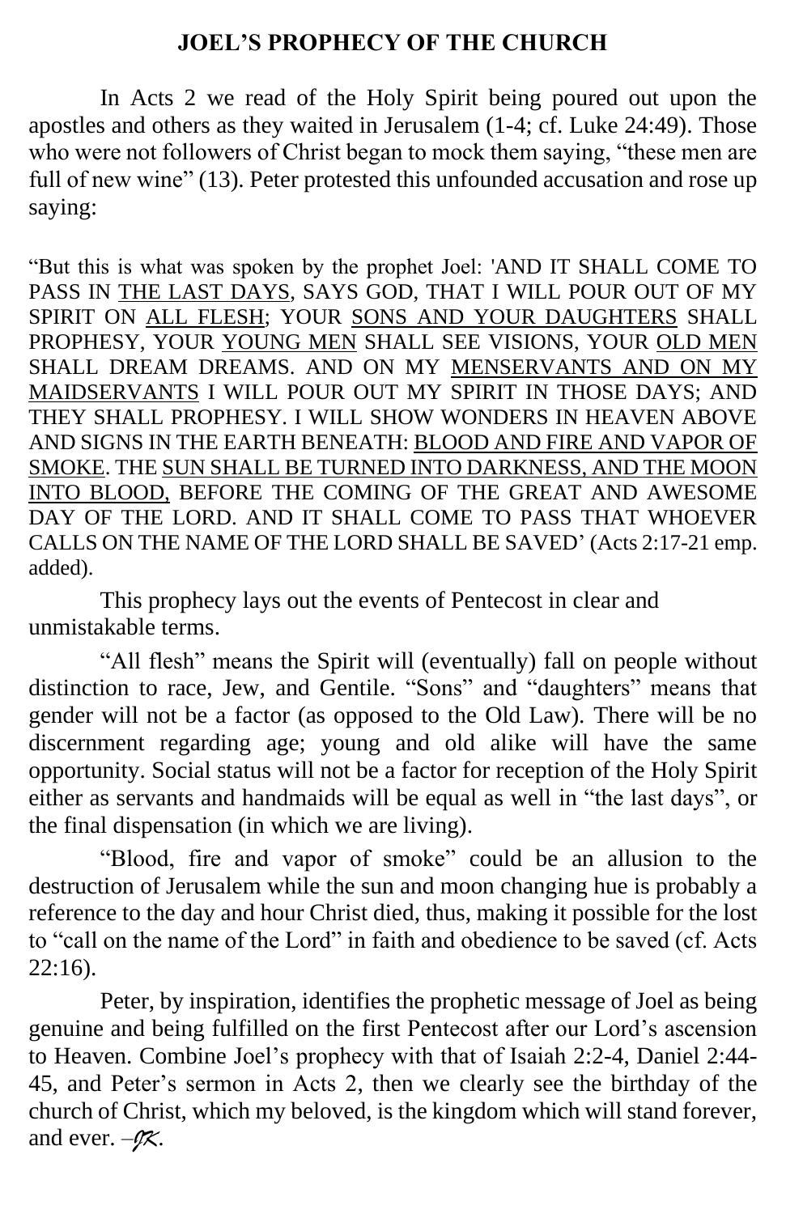## JOEL'S PROPHECY OF THE CHURCH

In Acts 2 we read of the Holy Spirit being poured out upon the apostles and others as they waited in Jerusalem (1-4; cf. Luke 24:49). Those who were not followers of Christ began to mock them saying, "these men are full of new wine" (13). Peter protested this unfounded accusation and rose up saying:

"But this is what was spoken by the prophet Joel: 'AND IT SHALL COME TO PASS IN <u>THE LAST DAYS</u>, SAYS GOD, THAT I WILL POUR OUT OF MY SPIRIT ON <u>ALL FLESH</u>; YOUR <u>SONS AND YOUR DAUGHTERS</u> SHALL PROPHESY, YOUR <u>YOUNG MEN</u> SHALL SEE VISIONS, YOUR <u>OLD MEN</u> SHALL DREAM DREAMS. AND ON MY <u>MENSERVANTS AND ON MY MAIDSERVANTS</u> I WILL POUR OUT MY SPIRIT IN THOSE DAYS; AND THEY SHALL PROPHESY. I WILL SHOW WONDERS IN HEAVEN ABOVE AND SIGNS IN THE EARTH BENEATH: <u>BLOOD AND FIRE AND VAPOR OF SMOKE</u>. THE <u>SUN SHALL BE TURNED INTO DARKNESS, AND THE MOON INTO BLOOD,</u> BEFORE THE COMING OF THE GREAT AND AWESOME DAY OF THE LORD. AND IT SHALL COME TO PASS THAT WHOEVER CALLS ON THE NAME OF THE LORD SHALL BE SAVED' (Acts 2:17-21 emp. added).

This prophecy lays out the events of Pentecost in clear and unmistakable terms.

"All flesh" means the Spirit will (eventually) fall on people without distinction to race, Jew, and Gentile. "Sons" and "daughters" means that gender will not be a factor (as opposed to the Old Law). There will be no discernment regarding age; young and old alike will have the same opportunity. Social status will not be a factor for reception of the Holy Spirit either as servants and handmaids will be equal as well in "the last days", or the final dispensation (in which we are living).

"Blood, fire and vapor of smoke" could be an allusion to the destruction of Jerusalem while the sun and moon changing hue is probably a reference to the day and hour Christ died, thus, making it possible for the lost to "call on the name of the Lord" in faith and obedience to be saved (cf. Acts 22:16).

Peter, by inspiration, identifies the prophetic message of Joel as being genuine and being fulfilled on the first Pentecost after our Lord's ascension to Heaven. Combine Joel's prophecy with that of Isaiah 2:2-4, Daniel 2:44-45, and Peter's sermon in Acts 2, then we clearly see the birthday of the church of Christ, which my beloved, is the kingdom which will stand forever, and ever. –*JK*.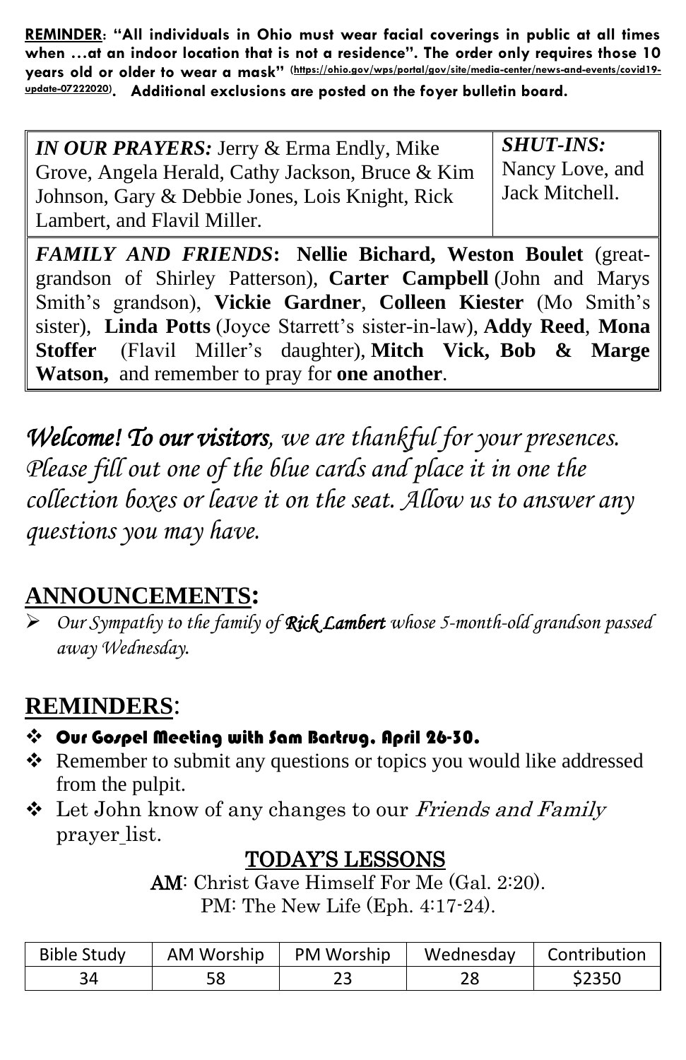**REMINDER**: **"All individuals in Ohio must wear facial coverings in public at all times when …at an indoor location that is not a residence". The order only requires those 10 years old or older to wear a mask" (https://ohio.gov/wps/portal/gov/site/media-center/news-and-events/covid19-update-07222020). Additional exclusions are posted on the foyer bulletin board.**

***IN OUR PRAYERS:*** Jerry & Erma Endly, Mike Grove, Angela Herald, Cathy Jackson, Bruce & Kim Johnson, Gary & Debbie Jones, Lois Knight, Rick Lambert, and Flavil Miller.

***SHUT-INS:*** Nancy Love, and Jack Mitchell.

***FAMILY AND FRIENDS*:** **Nellie Bichard, Weston Boulet** (great-grandson of Shirley Patterson), **Carter Campbell** (John and Marys Smith's grandson), **Vickie Gardner**, **Colleen Kiester** (Mo Smith's sister), **Linda Potts** (Joyce Starrett's sister-in-law), **Addy Reed**, **Mona Stoffer** (Flavil Miller's daughter), **Mitch Vick, Bob & Marge Watson,** and remember to pray for **one another**.

*Welcome! To our visitors, we are thankful for your presences. Please fill out one of the blue cards and place it in one the collection boxes or leave it on the seat. Allow us to answer any questions you may have.*

## ANNOUNCEMENTS:

- *Our Sympathy to the family of **Rick Lambert** whose 5-month-old grandson passed away Wednesday.*

## REMINDERS:

- **Our Gospel Meeting with Sam Bartrug. April 26-30.**
- Remember to submit any questions or topics you would like addressed from the pulpit.
- Let John know of any changes to our *Friends and Family* prayer list.

### TODAY'S LESSONS

**AM**: Christ Gave Himself For Me (Gal. 2:20).

PM: The New Life (Eph. 4:17-24).

| Bible Study | AM Worship | PM Worship | Wednesday | Contribution |
|---|---|---|---|---|
| 34 | 58 | 23 | 28 | $2350 |